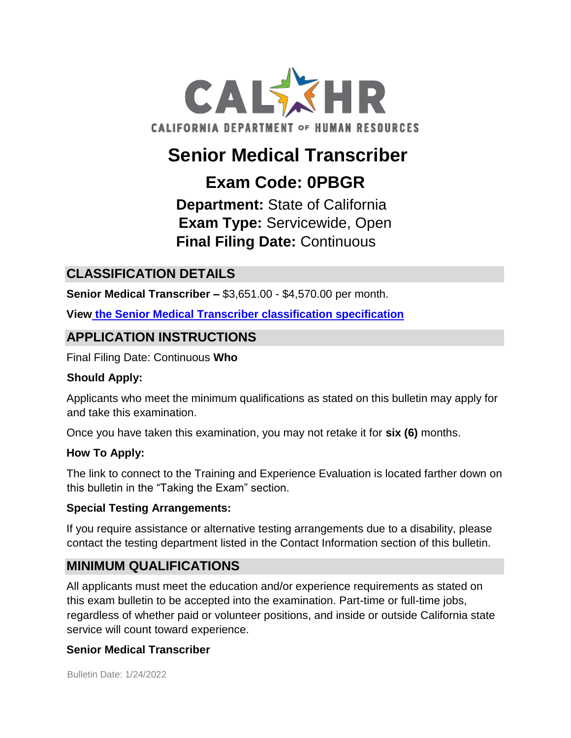CAL HR

CALIFORNIA DEPARTMENT OF HUMAN RESOURCES

# Senior Medical Transcriber

## Exam Code: 0PBGR

**Department:** State of California
**Exam Type:** Servicewide, Open
**Final Filing Date:** Continuous

## CLASSIFICATION DETAILS

**Senior Medical Transcriber –** $3,651.00 - $4,570.00 per month.

**View** **the Senior Medical Transcriber classification specification**

## APPLICATION INSTRUCTIONS

Final Filing Date: Continuous **Who**

**Should Apply:**

Applicants who meet the minimum qualifications as stated on this bulletin may apply for and take this examination.

Once you have taken this examination, you may not retake it for **six (6)** months.

**How To Apply:**

The link to connect to the Training and Experience Evaluation is located farther down on this bulletin in the "Taking the Exam" section.

**Special Testing Arrangements:**

If you require assistance or alternative testing arrangements due to a disability, please contact the testing department listed in the Contact Information section of this bulletin.

## MINIMUM QUALIFICATIONS

All applicants must meet the education and/or experience requirements as stated on this exam bulletin to be accepted into the examination. Part-time or full-time jobs, regardless of whether paid or volunteer positions, and inside or outside California state service will count toward experience.

**Senior Medical Transcriber**

Bulletin Date: 1/24/2022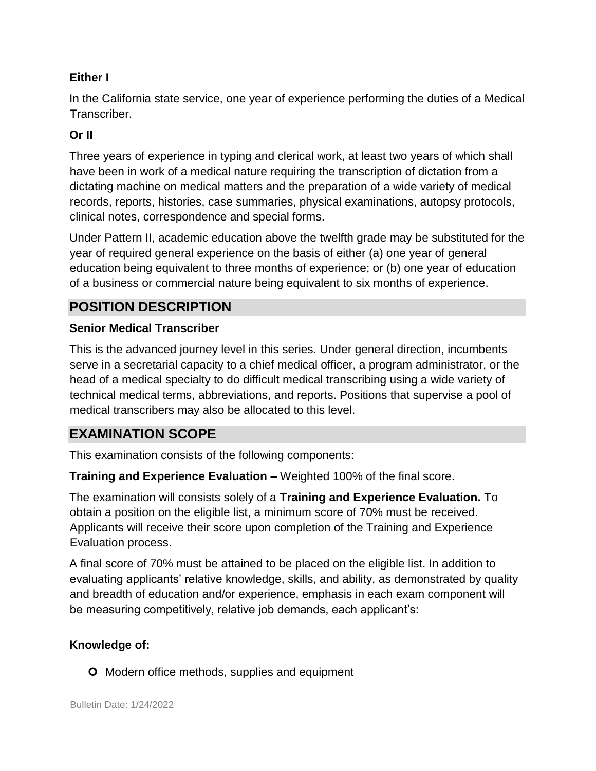**Either I**

In the California state service, one year of experience performing the duties of a Medical Transcriber.

**Or II**

Three years of experience in typing and clerical work, at least two years of which shall have been in work of a medical nature requiring the transcription of dictation from a dictating machine on medical matters and the preparation of a wide variety of medical records, reports, histories, case summaries, physical examinations, autopsy protocols, clinical notes, correspondence and special forms.

Under Pattern II, academic education above the twelfth grade may be substituted for the year of required general experience on the basis of either (a) one year of general education being equivalent to three months of experience; or (b) one year of education of a business or commercial nature being equivalent to six months of experience.

## POSITION DESCRIPTION

**Senior Medical Transcriber**

This is the advanced journey level in this series. Under general direction, incumbents serve in a secretarial capacity to a chief medical officer, a program administrator, or the head of a medical specialty to do difficult medical transcribing using a wide variety of technical medical terms, abbreviations, and reports. Positions that supervise a pool of medical transcribers may also be allocated to this level.

## EXAMINATION SCOPE

This examination consists of the following components:

**Training and Experience Evaluation –** Weighted 100% of the final score.

The examination will consists solely of a **Training and Experience Evaluation.** To obtain a position on the eligible list, a minimum score of 70% must be received. Applicants will receive their score upon completion of the Training and Experience Evaluation process.

A final score of 70% must be attained to be placed on the eligible list. In addition to evaluating applicants' relative knowledge, skills, and ability, as demonstrated by quality and breadth of education and/or experience, emphasis in each exam component will be measuring competitively, relative job demands, each applicant's:

**Knowledge of:**

- Modern office methods, supplies and equipment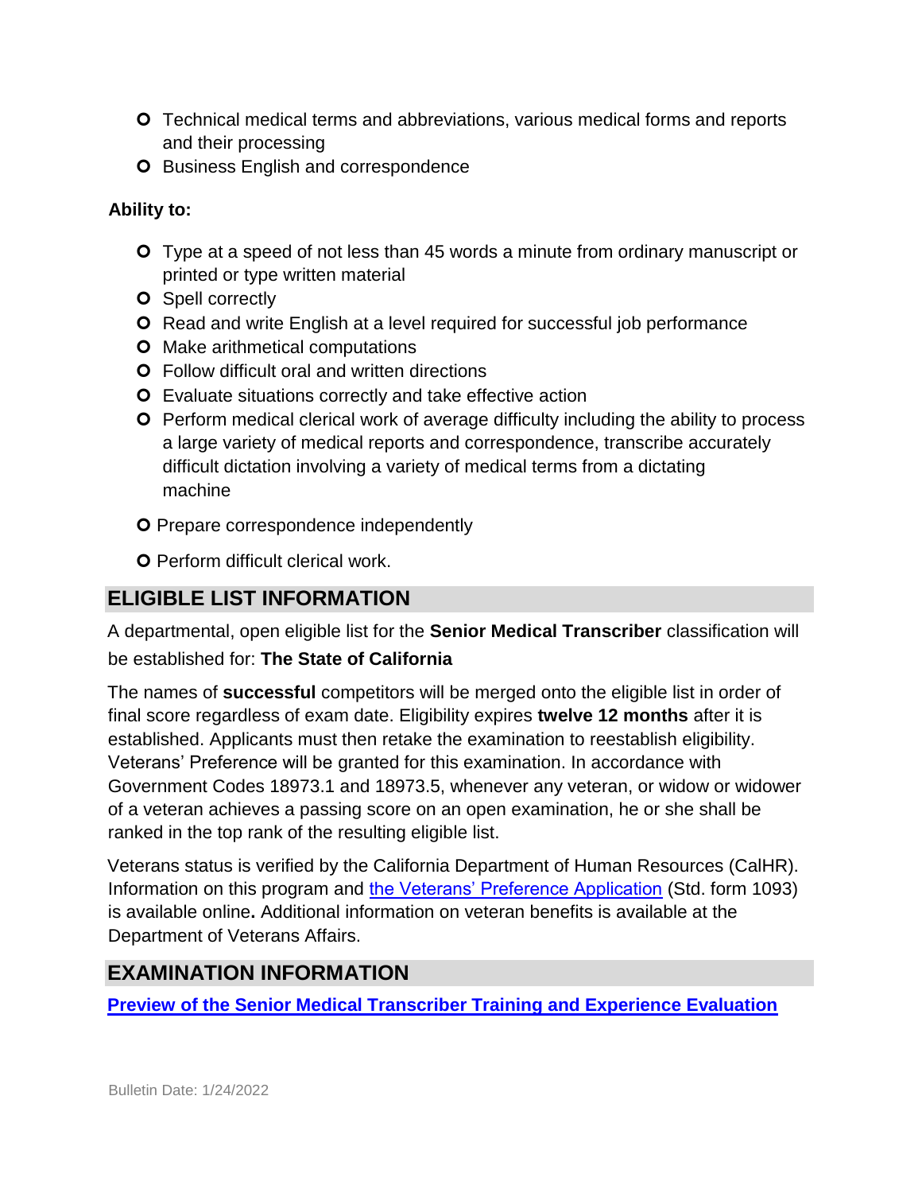- Technical medical terms and abbreviations, various medical forms and reports and their processing
- Business English and correspondence

**Ability to:**

- Type at a speed of not less than 45 words a minute from ordinary manuscript or printed or type written material
- Spell correctly
- Read and write English at a level required for successful job performance
- Make arithmetical computations
- Follow difficult oral and written directions
- Evaluate situations correctly and take effective action
- Perform medical clerical work of average difficulty including the ability to process a large variety of medical reports and correspondence, transcribe accurately difficult dictation involving a variety of medical terms from a dictating machine
- Prepare correspondence independently
- Perform difficult clerical work.

## ELIGIBLE LIST INFORMATION

A departmental, open eligible list for the **Senior Medical Transcriber** classification will be established for: **The State of California**

The names of **successful** competitors will be merged onto the eligible list in order of final score regardless of exam date. Eligibility expires **twelve 12 months** after it is established. Applicants must then retake the examination to reestablish eligibility. Veterans' Preference will be granted for this examination. In accordance with Government Codes 18973.1 and 18973.5, whenever any veteran, or widow or widower of a veteran achieves a passing score on an open examination, he or she shall be ranked in the top rank of the resulting eligible list.

Veterans status is verified by the California Department of Human Resources (CalHR). Information on this program and the Veterans' Preference Application (Std. form 1093) is available online**.** Additional information on veteran benefits is available at the Department of Veterans Affairs.

## EXAMINATION INFORMATION

**Preview of the Senior Medical Transcriber Training and Experience Evaluation**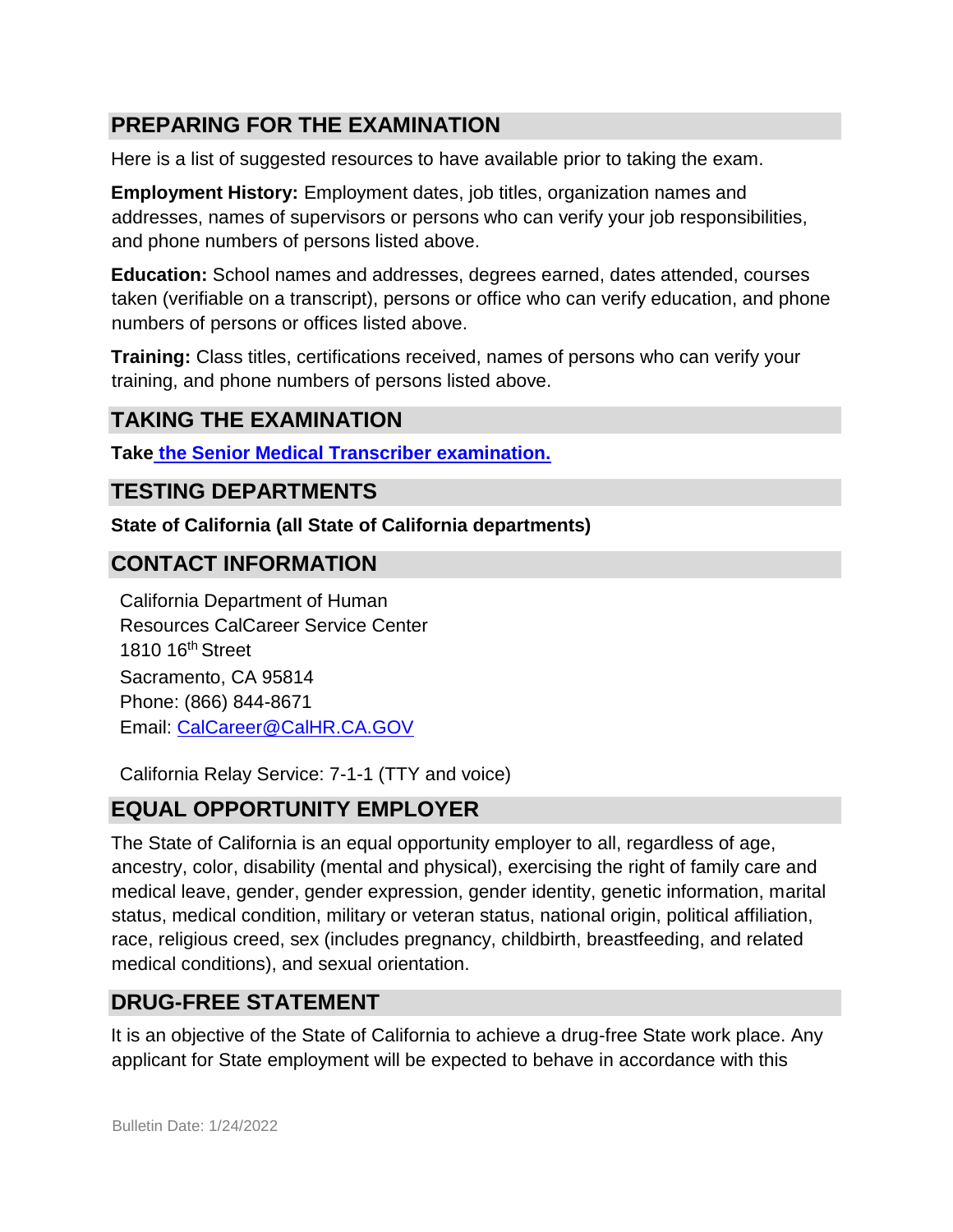## PREPARING FOR THE EXAMINATION

Here is a list of suggested resources to have available prior to taking the exam.

**Employment History:** Employment dates, job titles, organization names and addresses, names of supervisors or persons who can verify your job responsibilities, and phone numbers of persons listed above.

**Education:** School names and addresses, degrees earned, dates attended, courses taken (verifiable on a transcript), persons or office who can verify education, and phone numbers of persons or offices listed above.

**Training:** Class titles, certifications received, names of persons who can verify your training, and phone numbers of persons listed above.

## TAKING THE EXAMINATION

**Take the Senior Medical Transcriber examination.**

## TESTING DEPARTMENTS

**State of California (all State of California departments)**

## CONTACT INFORMATION

California Department of Human Resources CalCareer Service Center
1810 16th Street
Sacramento, CA 95814
Phone: (866) 844-8671
Email: CalCareer@CalHR.CA.GOV

California Relay Service: 7-1-1 (TTY and voice)

## EQUAL OPPORTUNITY EMPLOYER

The State of California is an equal opportunity employer to all, regardless of age, ancestry, color, disability (mental and physical), exercising the right of family care and medical leave, gender, gender expression, gender identity, genetic information, marital status, medical condition, military or veteran status, national origin, political affiliation, race, religious creed, sex (includes pregnancy, childbirth, breastfeeding, and related medical conditions), and sexual orientation.

## DRUG-FREE STATEMENT

It is an objective of the State of California to achieve a drug-free State work place. Any applicant for State employment will be expected to behave in accordance with this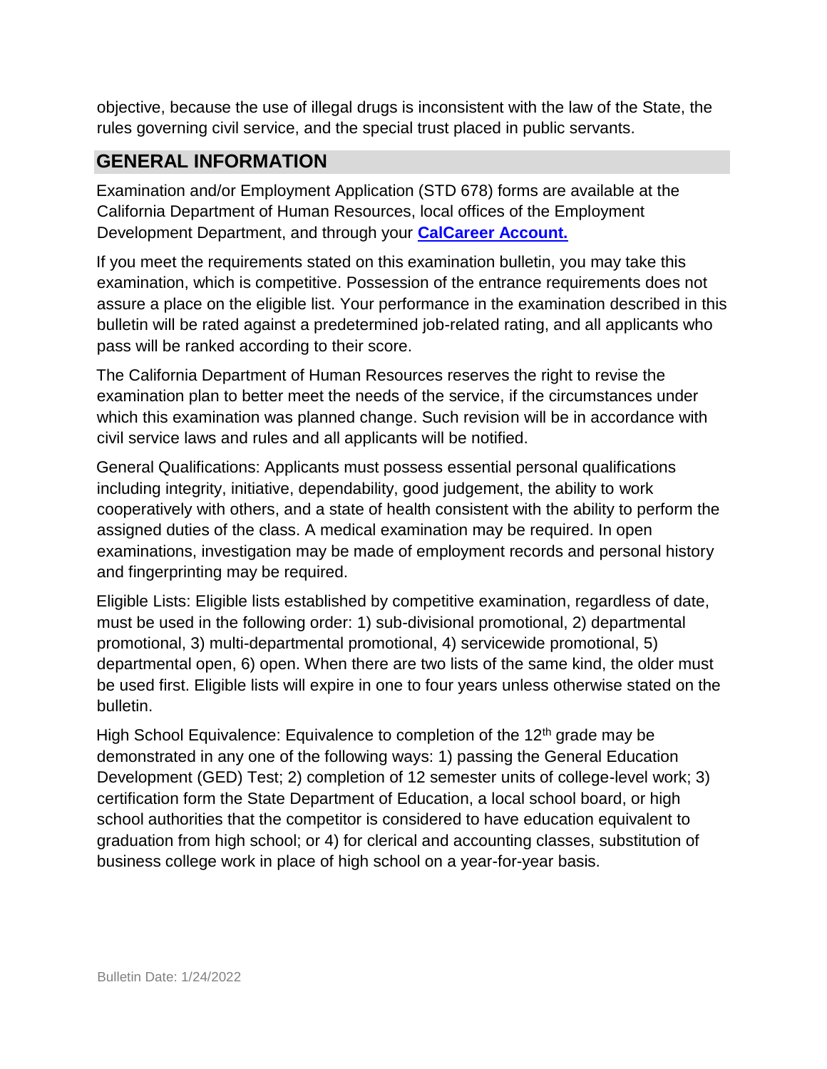objective, because the use of illegal drugs is inconsistent with the law of the State, the rules governing civil service, and the special trust placed in public servants.

## GENERAL INFORMATION

Examination and/or Employment Application (STD 678) forms are available at the California Department of Human Resources, local offices of the Employment Development Department, and through your **CalCareer Account.**

If you meet the requirements stated on this examination bulletin, you may take this examination, which is competitive. Possession of the entrance requirements does not assure a place on the eligible list. Your performance in the examination described in this bulletin will be rated against a predetermined job-related rating, and all applicants who pass will be ranked according to their score.

The California Department of Human Resources reserves the right to revise the examination plan to better meet the needs of the service, if the circumstances under which this examination was planned change. Such revision will be in accordance with civil service laws and rules and all applicants will be notified.

General Qualifications: Applicants must possess essential personal qualifications including integrity, initiative, dependability, good judgement, the ability to work cooperatively with others, and a state of health consistent with the ability to perform the assigned duties of the class. A medical examination may be required. In open examinations, investigation may be made of employment records and personal history and fingerprinting may be required.

Eligible Lists: Eligible lists established by competitive examination, regardless of date, must be used in the following order: 1) sub-divisional promotional, 2) departmental promotional, 3) multi-departmental promotional, 4) servicewide promotional, 5) departmental open, 6) open. When there are two lists of the same kind, the older must be used first. Eligible lists will expire in one to four years unless otherwise stated on the bulletin.

High School Equivalence: Equivalence to completion of the 12th grade may be demonstrated in any one of the following ways: 1) passing the General Education Development (GED) Test; 2) completion of 12 semester units of college-level work; 3) certification form the State Department of Education, a local school board, or high school authorities that the competitor is considered to have education equivalent to graduation from high school; or 4) for clerical and accounting classes, substitution of business college work in place of high school on a year-for-year basis.

Bulletin Date: 1/24/2022